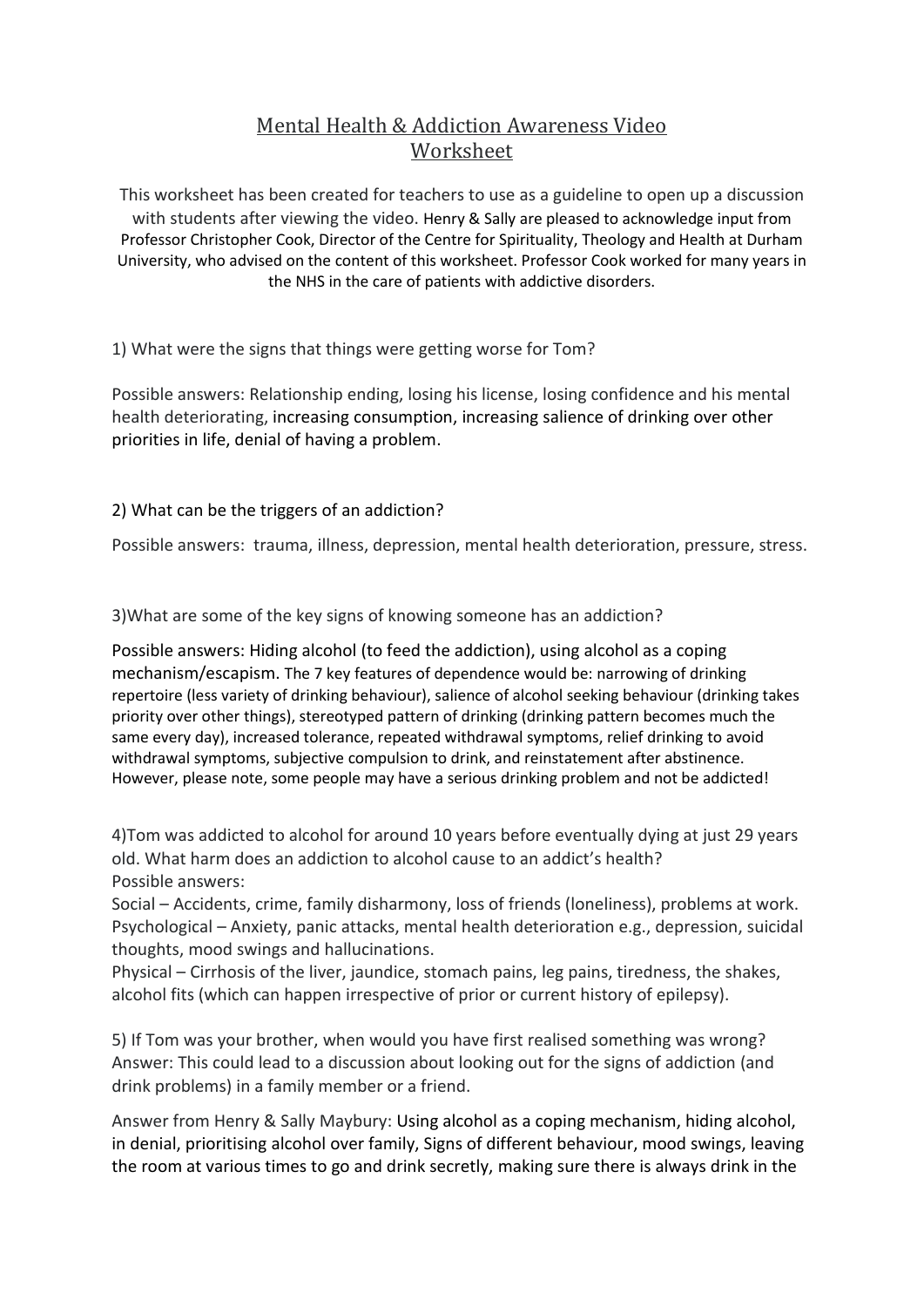# Mental Health & Addiction Awareness Video Worksheet

This worksheet has been created for teachers to use as a guideline to open up a discussion with students after viewing the video. Henry & Sally are pleased to acknowledge input from Professor Christopher Cook, Director of the Centre for Spirituality, Theology and Health at Durham University, who advised on the content of this worksheet. Professor Cook worked for many years in the NHS in the care of patients with addictive disorders.

1) What were the signs that things were getting worse for Tom?

Possible answers: Relationship ending, losing his license, losing confidence and his mental health deteriorating, increasing consumption, increasing salience of drinking over other priorities in life, denial of having a problem.

2) What can be the triggers of an addiction?

Possible answers: trauma, illness, depression, mental health deterioration, pressure, stress.

3)What are some of the key signs of knowing someone has an addiction?

Possible answers: Hiding alcohol (to feed the addiction), using alcohol as a coping mechanism/escapism. The 7 key features of dependence would be: narrowing of drinking repertoire (less variety of drinking behaviour), salience of alcohol seeking behaviour (drinking takes priority over other things), stereotyped pattern of drinking (drinking pattern becomes much the same every day), increased tolerance, repeated withdrawal symptoms, relief drinking to avoid withdrawal symptoms, subjective compulsion to drink, and reinstatement after abstinence. However, please note, some people may have a serious drinking problem and not be addicted!

4)Tom was addicted to alcohol for around 10 years before eventually dying at just 29 years old. What harm does an addiction to alcohol cause to an addict's health?
Possible answers:
Social – Accidents, crime, family disharmony, loss of friends (loneliness), problems at work.
Psychological – Anxiety, panic attacks, mental health deterioration e.g., depression, suicidal thoughts, mood swings and hallucinations.
Physical – Cirrhosis of the liver, jaundice, stomach pains, leg pains, tiredness, the shakes, alcohol fits (which can happen irrespective of prior or current history of epilepsy).

5) If Tom was your brother, when would you have first realised something was wrong?
Answer: This could lead to a discussion about looking out for the signs of addiction (and drink problems) in a family member or a friend.

Answer from Henry & Sally Maybury: Using alcohol as a coping mechanism, hiding alcohol, in denial, prioritising alcohol over family, Signs of different behaviour, mood swings, leaving the room at various times to go and drink secretly, making sure there is always drink in the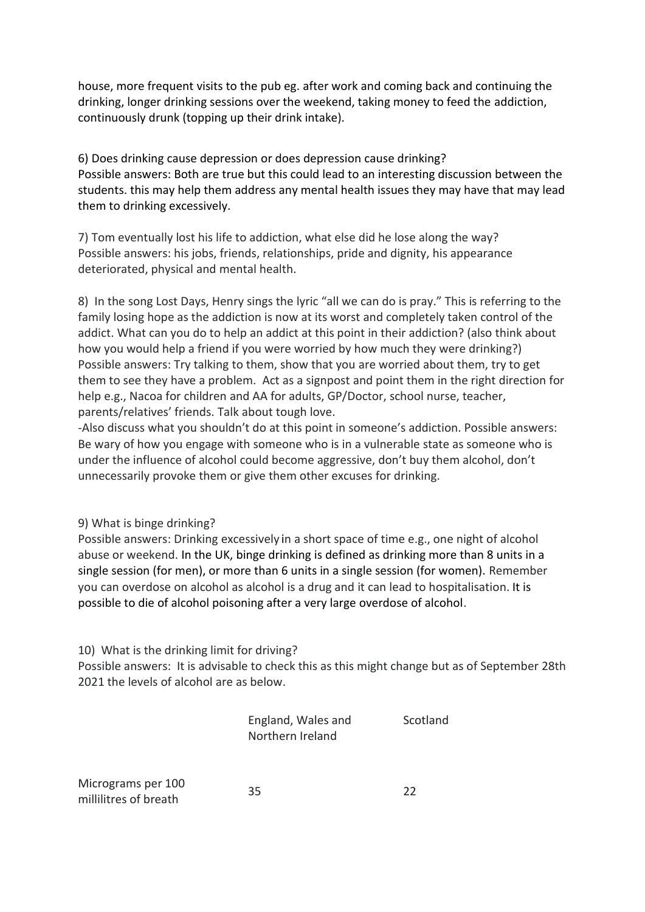house, more frequent visits to the pub eg. after work and coming back and continuing the drinking, longer drinking sessions over the weekend, taking money to feed the addiction, continuously drunk (topping up their drink intake).

6) Does drinking cause depression or does depression cause drinking?
Possible answers: Both are true but this could lead to an interesting discussion between the students. this may help them address any mental health issues they may have that may lead them to drinking excessively.

7) Tom eventually lost his life to addiction, what else did he lose along the way?
Possible answers: his jobs, friends, relationships, pride and dignity, his appearance deteriorated, physical and mental health.

8) In the song Lost Days, Henry sings the lyric "all we can do is pray." This is referring to the family losing hope as the addiction is now at its worst and completely taken control of the addict. What can you do to help an addict at this point in their addiction? (also think about how you would help a friend if you were worried by how much they were drinking?)
Possible answers: Try talking to them, show that you are worried about them, try to get them to see they have a problem. Act as a signpost and point them in the right direction for help e.g., Nacoa for children and AA for adults, GP/Doctor, school nurse, teacher, parents/relatives' friends. Talk about tough love.
-Also discuss what you shouldn't do at this point in someone's addiction. Possible answers: Be wary of how you engage with someone who is in a vulnerable state as someone who is under the influence of alcohol could become aggressive, don't buy them alcohol, don't unnecessarily provoke them or give them other excuses for drinking.

9) What is binge drinking?
Possible answers: Drinking excessively in a short space of time e.g., one night of alcohol abuse or weekend. In the UK, binge drinking is defined as drinking more than 8 units in a single session (for men), or more than 6 units in a single session (for women). Remember you can overdose on alcohol as alcohol is a drug and it can lead to hospitalisation. It is possible to die of alcohol poisoning after a very large overdose of alcohol.

10) What is the drinking limit for driving?
Possible answers: It is advisable to check this as this might change but as of September 28th 2021 the levels of alcohol are as below.

| | England, Wales and Northern Ireland | Scotland |
|---|---|---|
| Micrograms per 100 millilitres of breath | 35 | 22 |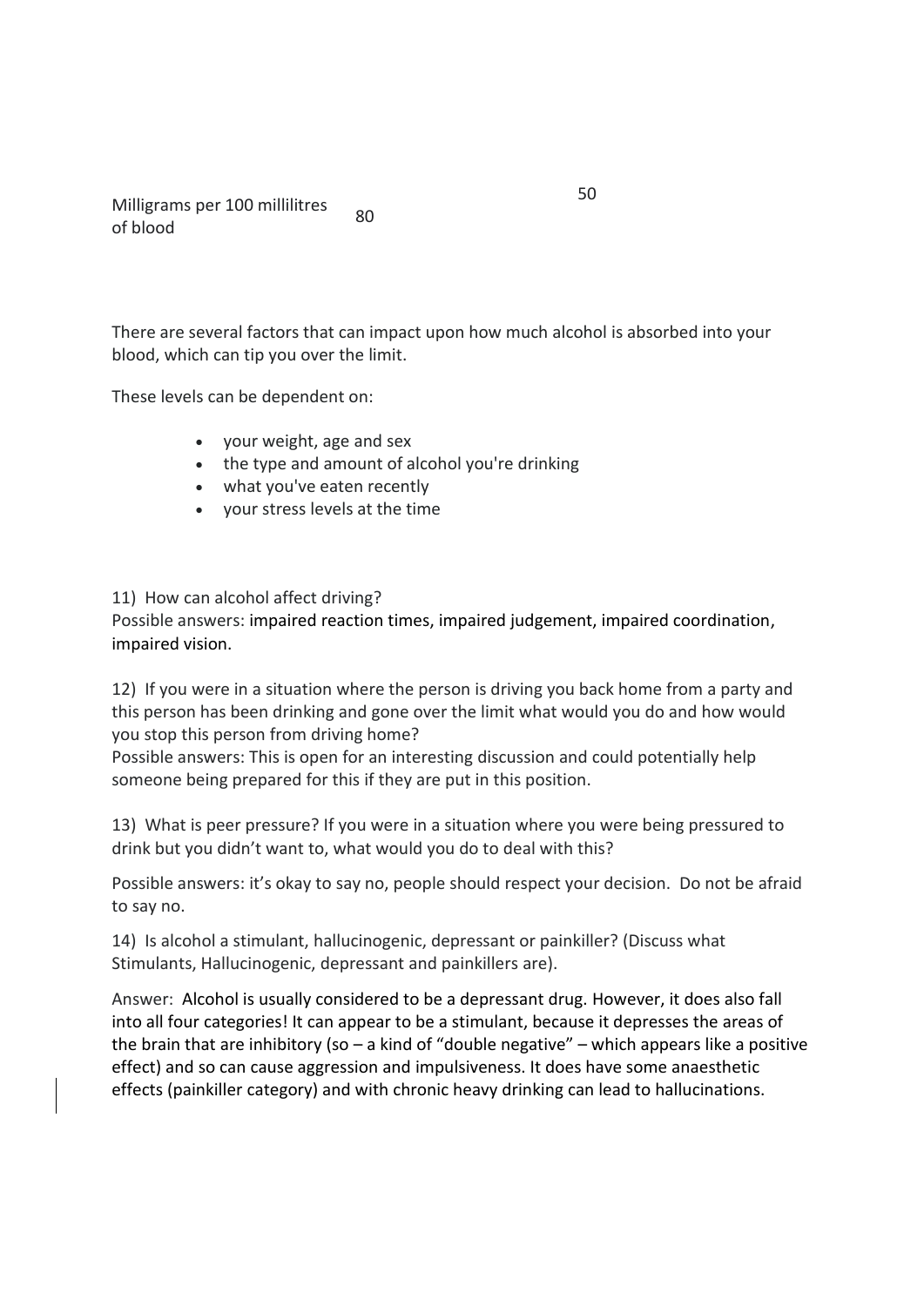| | | |
|---|---|---|
| Milligrams per 100 millilitres of blood | 80 | 50 |

There are several factors that can impact upon how much alcohol is absorbed into your blood, which can tip you over the limit.

These levels can be dependent on:

- your weight, age and sex
- the type and amount of alcohol you're drinking
- what you've eaten recently
- your stress levels at the time

11) How can alcohol affect driving?
Possible answers: impaired reaction times, impaired judgement, impaired coordination, impaired vision.

12) If you were in a situation where the person is driving you back home from a party and this person has been drinking and gone over the limit what would you do and how would you stop this person from driving home?
Possible answers: This is open for an interesting discussion and could potentially help someone being prepared for this if they are put in this position.

13) What is peer pressure? If you were in a situation where you were being pressured to drink but you didn't want to, what would you do to deal with this?

Possible answers: it's okay to say no, people should respect your decision. Do not be afraid to say no.

14) Is alcohol a stimulant, hallucinogenic, depressant or painkiller? (Discuss what Stimulants, Hallucinogenic, depressant and painkillers are).

Answer: Alcohol is usually considered to be a depressant drug. However, it does also fall into all four categories! It can appear to be a stimulant, because it depresses the areas of the brain that are inhibitory (so – a kind of "double negative" – which appears like a positive effect) and so can cause aggression and impulsiveness. It does have some anaesthetic effects (painkiller category) and with chronic heavy drinking can lead to hallucinations.